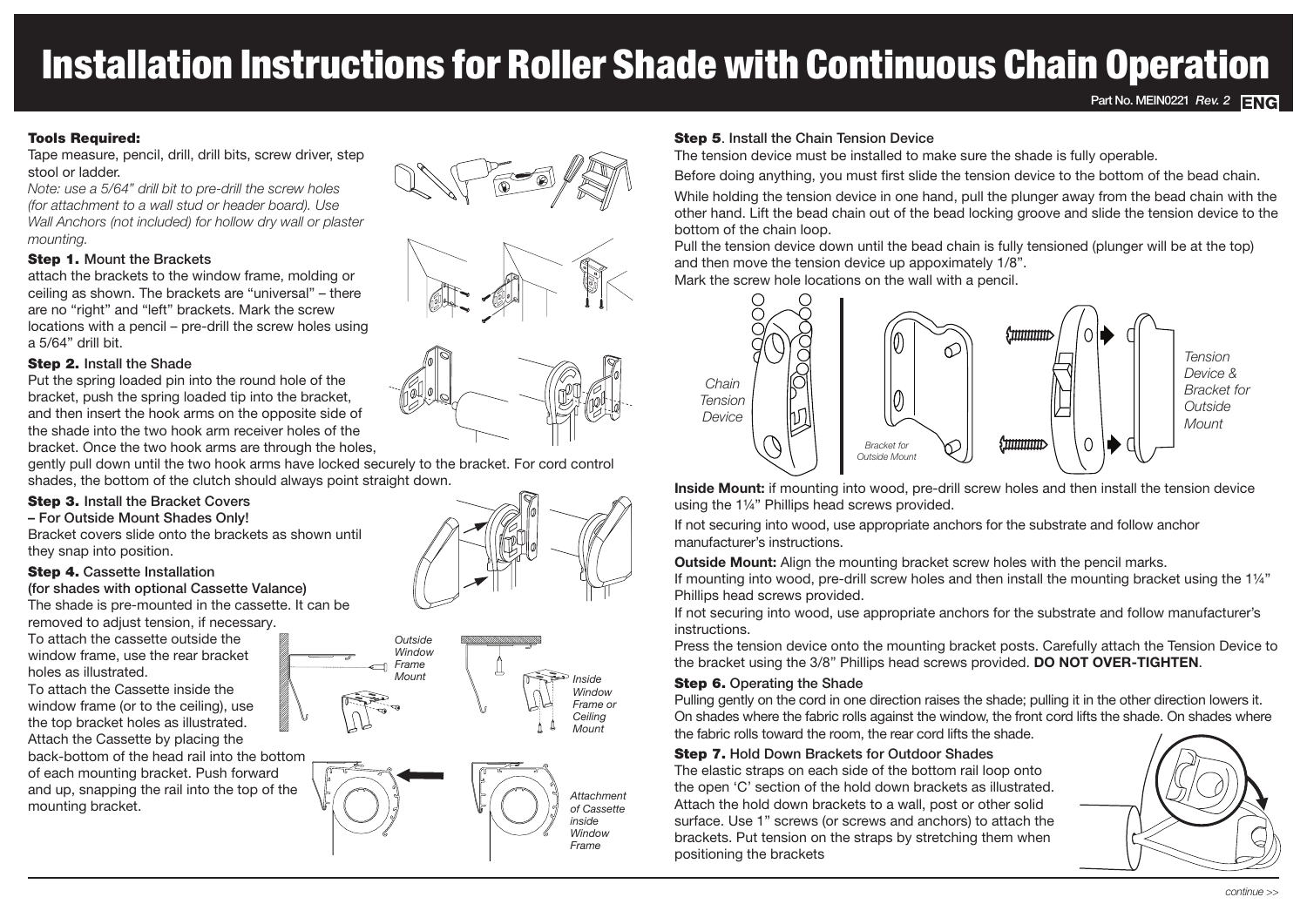# Installation Instructions for Roller Shade with Continuous Chain Operation

Part No. MEIN0221 *Rev. 2* ENG

### Tools Required:

Tape measure, pencil, drill, drill bits, screw driver, step stool or ladder.

*Note: use a 5/64" drill bit to pre-drill the screw holes (for attachment to a wall stud or header board). Use Wall Anchors (not included) for hollow dry wall or plaster mounting.*

### Step 1. Mount the Brackets

attach the brackets to the window frame, molding or ceiling as shown. The brackets are "universal" – there are no "right" and "left" brackets. Mark the screw locations with a pencil – pre-drill the screw holes using a 5/64" drill bit.

### Step 2. Install the Shade

Put the spring loaded pin into the round hole of the bracket, push the spring loaded tip into the bracket, and then insert the hook arms on the opposite side of the shade into the two hook arm receiver holes of the bracket. Once the two hook arms are through the holes, gently pull down until the two hook arms have locked securely to the bracket. For cord control shades, the bottom of the clutch should always point straight down.

### Step 3. Install the Bracket Covers – For Outside Mount Shades Only!

Bracket covers slide onto the brackets as shown until they snap into position.

### Step 4. Cassette Installation (for shades with optional Cassette Valance)

The shade is pre-mounted in the cassette. It can be removed to adjust tension, if necessary.

To attach the cassette outside the window frame, use the rear bracket holes as illustrated.

To attach the Cassette inside the window frame (or to the ceiling), use the top bracket holes as illustrated.

Attach the Cassette by placing the back-bottom of the head rail into the bottom of each mounting bracket. Push forward and up, snapping the rail into the top of the mounting bracket.

*Outside Window Frame Mount*

*Inside Window Frame or Ceiling Mount*

*Attachment of Cassette inside Window Frame*

### Step 5. Install the Chain Tension Device

The tension device must be installed to make sure the shade is fully operable.

Before doing anything, you must first slide the tension device to the bottom of the bead chain.

While holding the tension device in one hand, pull the plunger away from the bead chain with the other hand. Lift the bead chain out of the bead locking groove and slide the tension device to the bottom of the chain loop.

Pull the tension device down until the bead chain is fully tensioned (plunger will be at the top) and then move the tension device up appoximately 1/8".

Mark the screw hole locations on the wall with a pencil.

*Chain Tension Device*

*Bracket for Outside Mount*

*Tension Device & Bracket for Outside Mount*

**Inside Mount:** if mounting into wood, pre-drill screw holes and then install the tension device using the 1¼" Phillips head screws provided.

If not securing into wood, use appropriate anchors for the substrate and follow anchor manufacturer's instructions.

**Outside Mount:** Align the mounting bracket screw holes with the pencil marks.

If mounting into wood, pre-drill screw holes and then install the mounting bracket using the 1¼" Phillips head screws provided.

If not securing into wood, use appropriate anchors for the substrate and follow manufacturer's instructions.

Press the tension device onto the mounting bracket posts. Carefully attach the Tension Device to the bracket using the 3/8" Phillips head screws provided. **DO NOT OVER-TIGHTEN**.

### Step 6. Operating the Shade

Pulling gently on the cord in one direction raises the shade; pulling it in the other direction lowers it. On shades where the fabric rolls against the window, the front cord lifts the shade. On shades where the fabric rolls toward the room, the rear cord lifts the shade.

### Step 7. Hold Down Brackets for Outdoor Shades

The elastic straps on each side of the bottom rail loop onto the open 'C' section of the hold down brackets as illustrated. Attach the hold down brackets to a wall, post or other solid surface. Use 1" screws (or screws and anchors) to attach the brackets. Put tension on the straps by stretching them when positioning the brackets

*continue >>*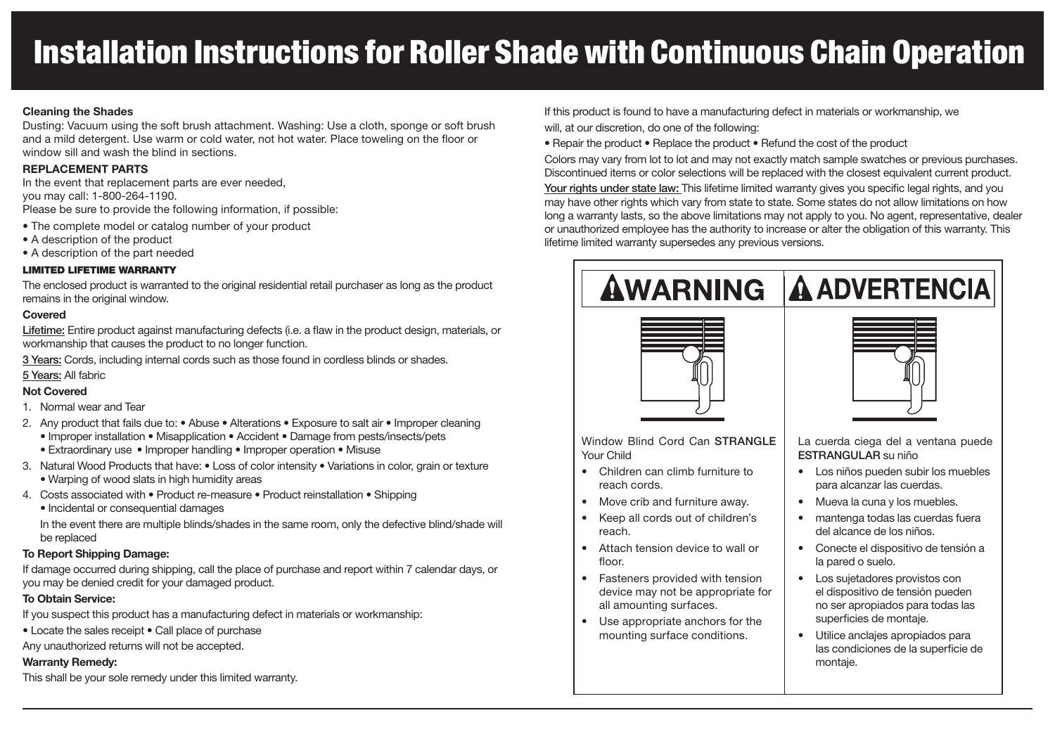# Installation Instructions for Roller Shade with Continuous Chain Operation

**Cleaning the Shades**

Dusting: Vacuum using the soft brush attachment. Washing: Use a cloth, sponge or soft brush and a mild detergent. Use warm or cold water, not hot water. Place toweling on the floor or window sill and wash the blind in sections.

**REPLACEMENT PARTS**

In the event that replacement parts are ever needed,
you may call: 1-800-264-1190.
Please be sure to provide the following information, if possible:

- The complete model or catalog number of your product
- A description of the product
- A description of the part needed

**LIMITED LIFETIME WARRANTY**

The enclosed product is warranted to the original residential retail purchaser as long as the product remains in the original window.

**Covered**

Lifetime: Entire product against manufacturing defects (i.e. a flaw in the product design, materials, or workmanship that causes the product to no longer function.

3 Years: Cords, including internal cords such as those found in cordless blinds or shades.

5 Years: All fabric

**Not Covered**

1. Normal wear and Tear
2. Any product that fails due to: • Abuse • Alterations • Exposure to salt air • Improper cleaning • Improper installation • Misapplication • Accident • Damage from pests/insects/pets • Extraordinary use • Improper handling • Improper operation • Misuse
3. Natural Wood Products that have: • Loss of color intensity • Variations in color, grain or texture • Warping of wood slats in high humidity areas
4. Costs associated with • Product re-measure • Product reinstallation • Shipping • Incidental or consequential damages

   In the event there are multiple blinds/shades in the same room, only the defective blind/shade will be replaced

**To Report Shipping Damage:**

If damage occurred during shipping, call the place of purchase and report within 7 calendar days, or you may be denied credit for your damaged product.

**To Obtain Service:**

If you suspect this product has a manufacturing defect in materials or workmanship:

• Locate the sales receipt • Call place of purchase

Any unauthorized returns will not be accepted.

**Warranty Remedy:**

This shall be your sole remedy under this limited warranty.

If this product is found to have a manufacturing defect in materials or workmanship, we will, at our discretion, do one of the following:

• Repair the product • Replace the product • Refund the cost of the product

Colors may vary from lot to lot and may not exactly match sample swatches or previous purchases. Discontinued items or color selections will be replaced with the closest equivalent current product.

Your rights under state law: This lifetime limited warranty gives you specific legal rights, and you may have other rights which vary from state to state. Some states do not allow limitations on how long a warranty lasts, so the above limitations may not apply to you. No agent, representative, dealer or unauthorized employee has the authority to increase or alter the obligation of this warranty. This lifetime limited warranty supersedes any previous versions.

## ⚠WARNING

Window Blind Cord Can **STRANGLE** Your Child

- Children can climb furniture to reach cords.
- Move crib and furniture away.
- Keep all cords out of children's reach.
- Attach tension device to wall or floor.
- Fasteners provided with tension device may not be appropriate for all amounting surfaces.
- Use appropriate anchors for the mounting surface conditions.

## ⚠ADVERTENCIA

La cuerda ciega del a ventana puede **ESTRANGULAR** su niño

- Los niños pueden subir los muebles para alcanzar las cuerdas.
- Mueva la cuna y los muebles.
- mantenga todas las cuerdas fuera del alcance de los niños.
- Conecte el dispositivo de tensión a la pared o suelo.
- Los sujetadores provistos con el dispositivo de tensión pueden no ser apropiados para todas las superficies de montaje.
- Utilice anclajes apropiados para las condiciones de la superficie de montaje.